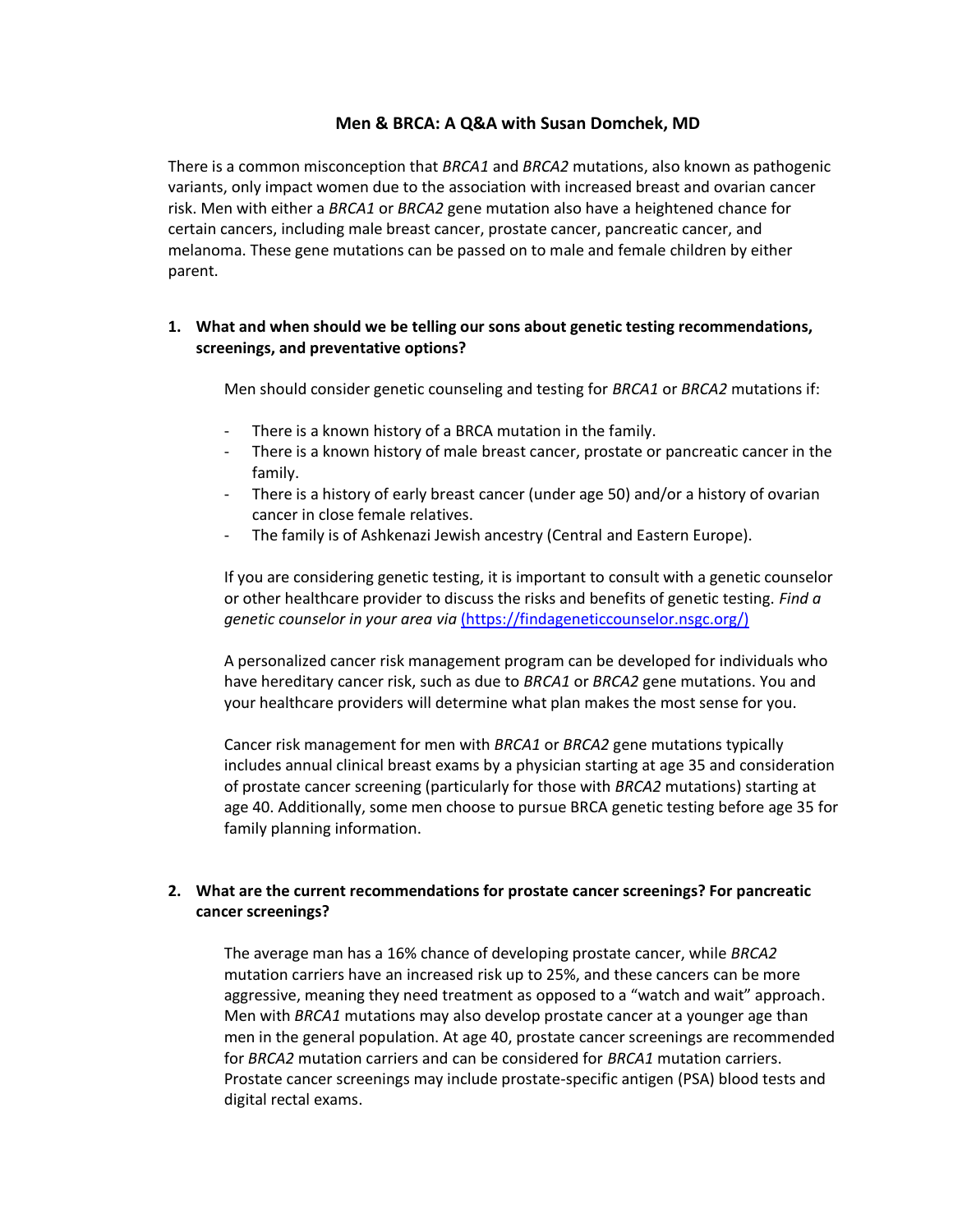# Men & BRCA: A Q&A with Susan Domchek, MD

There is a common misconception that *BRCA1* and *BRCA2* mutations, also known as pathogenic variants, only impact women due to the association with increased breast and ovarian cancer risk. Men with either a *BRCA1* or *BRCA2* gene mutation also have a heightened chance for certain cancers, including male breast cancer, prostate cancer, pancreatic cancer, and melanoma. These gene mutations can be passed on to male and female children by either parent.

**1. What and when should we be telling our sons about genetic testing recommendations, screenings, and preventative options?**

Men should consider genetic counseling and testing for *BRCA1* or *BRCA2* mutations if:

- There is a known history of a BRCA mutation in the family.
- There is a known history of male breast cancer, prostate or pancreatic cancer in the family.
- There is a history of early breast cancer (under age 50) and/or a history of ovarian cancer in close female relatives.
- The family is of Ashkenazi Jewish ancestry (Central and Eastern Europe).

If you are considering genetic testing, it is important to consult with a genetic counselor or other healthcare provider to discuss the risks and benefits of genetic testing. *Find a genetic counselor in your area via* [(https://findageneticcounselor.nsgc.org/)](https://findageneticcounselor.nsgc.org/)

A personalized cancer risk management program can be developed for individuals who have hereditary cancer risk, such as due to *BRCA1* or *BRCA2* gene mutations. You and your healthcare providers will determine what plan makes the most sense for you.

Cancer risk management for men with *BRCA1* or *BRCA2* gene mutations typically includes annual clinical breast exams by a physician starting at age 35 and consideration of prostate cancer screening (particularly for those with *BRCA2* mutations) starting at age 40. Additionally, some men choose to pursue BRCA genetic testing before age 35 for family planning information.

**2. What are the current recommendations for prostate cancer screenings? For pancreatic cancer screenings?**

The average man has a 16% chance of developing prostate cancer, while *BRCA2* mutation carriers have an increased risk up to 25%, and these cancers can be more aggressive, meaning they need treatment as opposed to a "watch and wait" approach. Men with *BRCA1* mutations may also develop prostate cancer at a younger age than men in the general population. At age 40, prostate cancer screenings are recommended for *BRCA2* mutation carriers and can be considered for *BRCA1* mutation carriers. Prostate cancer screenings may include prostate-specific antigen (PSA) blood tests and digital rectal exams.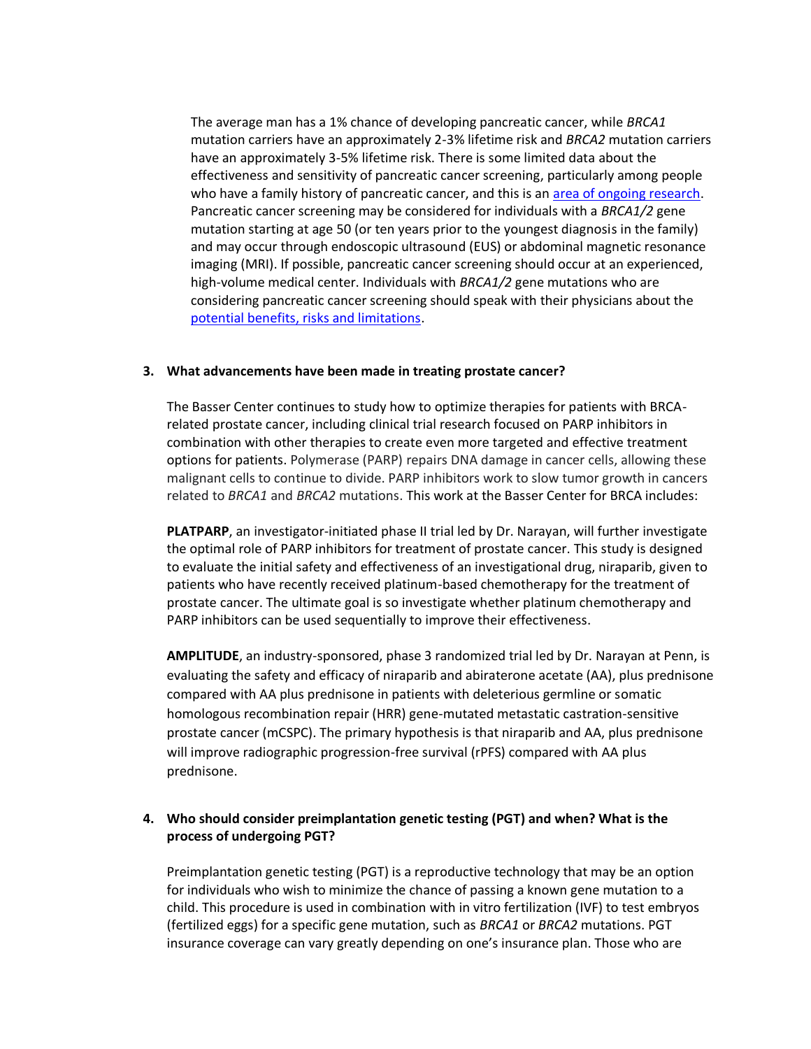The average man has a 1% chance of developing pancreatic cancer, while *BRCA1* mutation carriers have an approximately 2-3% lifetime risk and *BRCA2* mutation carriers have an approximately 3-5% lifetime risk. There is some limited data about the effectiveness and sensitivity of pancreatic cancer screening, particularly among people who have a family history of pancreatic cancer, and this is an [area of ongoing research](). Pancreatic cancer screening may be considered for individuals with a *BRCA1/2* gene mutation starting at age 50 (or ten years prior to the youngest diagnosis in the family) and may occur through endoscopic ultrasound (EUS) or abdominal magnetic resonance imaging (MRI). If possible, pancreatic cancer screening should occur at an experienced, high-volume medical center. Individuals with *BRCA1/2* gene mutations who are considering pancreatic cancer screening should speak with their physicians about the [potential benefits, risks and limitations]().

**3. What advancements have been made in treating prostate cancer?**

The Basser Center continues to study how to optimize therapies for patients with BRCA-related prostate cancer, including clinical trial research focused on PARP inhibitors in combination with other therapies to create even more targeted and effective treatment options for patients. Polymerase (PARP) repairs DNA damage in cancer cells, allowing these malignant cells to continue to divide. PARP inhibitors work to slow tumor growth in cancers related to *BRCA1* and *BRCA2* mutations. This work at the Basser Center for BRCA includes:

**PLATPARP**, an investigator-initiated phase II trial led by Dr. Narayan, will further investigate the optimal role of PARP inhibitors for treatment of prostate cancer. This study is designed to evaluate the initial safety and effectiveness of an investigational drug, niraparib, given to patients who have recently received platinum-based chemotherapy for the treatment of prostate cancer. The ultimate goal is so investigate whether platinum chemotherapy and PARP inhibitors can be used sequentially to improve their effectiveness.

**AMPLITUDE**, an industry-sponsored, phase 3 randomized trial led by Dr. Narayan at Penn, is evaluating the safety and efficacy of niraparib and abiraterone acetate (AA), plus prednisone compared with AA plus prednisone in patients with deleterious germline or somatic homologous recombination repair (HRR) gene-mutated metastatic castration-sensitive prostate cancer (mCSPC). The primary hypothesis is that niraparib and AA, plus prednisone will improve radiographic progression-free survival (rPFS) compared with AA plus prednisone.

**4. Who should consider preimplantation genetic testing (PGT) and when? What is the process of undergoing PGT?**

Preimplantation genetic testing (PGT) is a reproductive technology that may be an option for individuals who wish to minimize the chance of passing a known gene mutation to a child. This procedure is used in combination with in vitro fertilization (IVF) to test embryos (fertilized eggs) for a specific gene mutation, such as *BRCA1* or *BRCA2* mutations. PGT insurance coverage can vary greatly depending on one's insurance plan. Those who are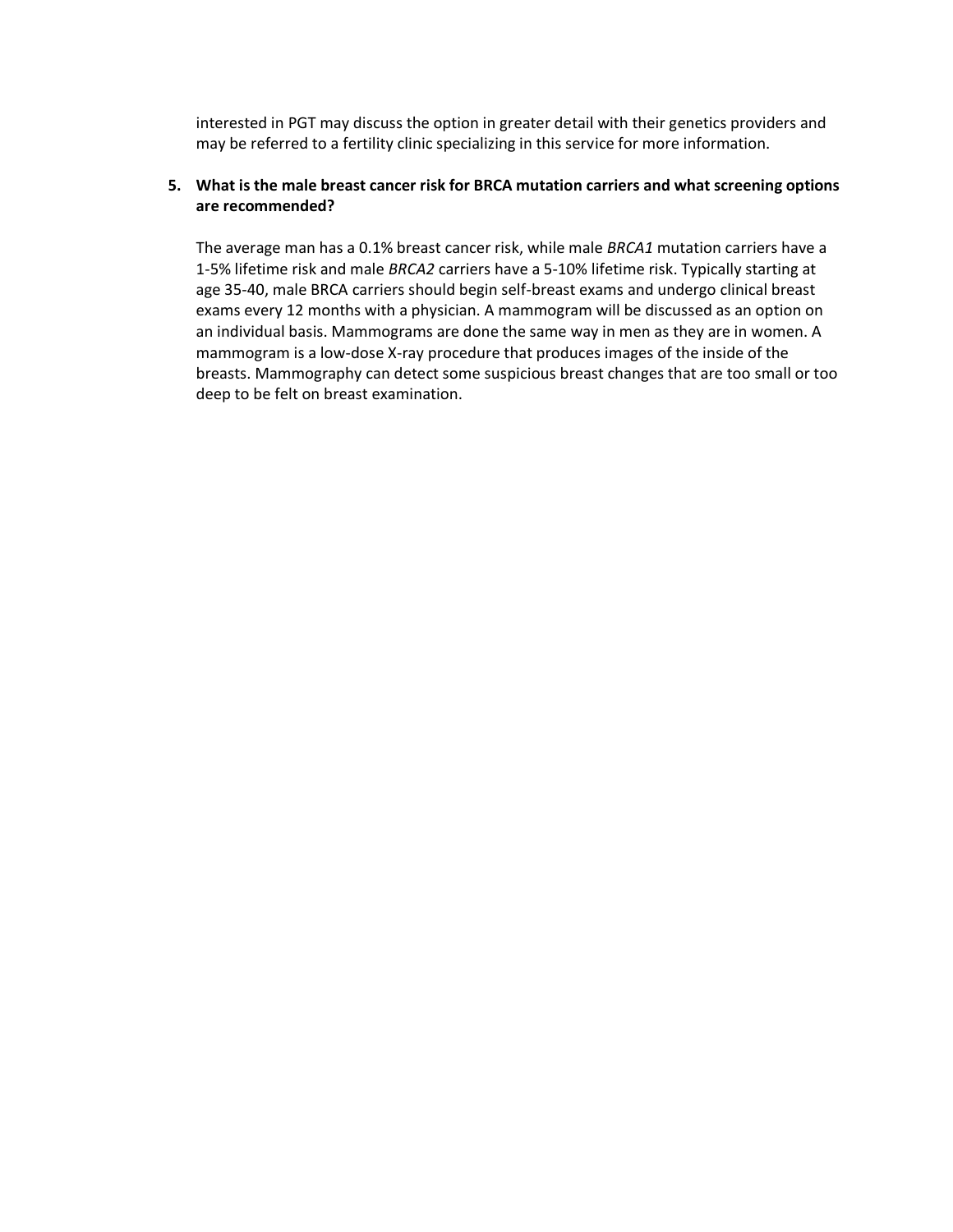interested in PGT may discuss the option in greater detail with their genetics providers and may be referred to a fertility clinic specializing in this service for more information.

5. **What is the male breast cancer risk for BRCA mutation carriers and what screening options are recommended?**

   The average man has a 0.1% breast cancer risk, while male *BRCA1* mutation carriers have a 1-5% lifetime risk and male *BRCA2* carriers have a 5-10% lifetime risk. Typically starting at age 35-40, male BRCA carriers should begin self-breast exams and undergo clinical breast exams every 12 months with a physician. A mammogram will be discussed as an option on an individual basis. Mammograms are done the same way in men as they are in women. A mammogram is a low-dose X-ray procedure that produces images of the inside of the breasts. Mammography can detect some suspicious breast changes that are too small or too deep to be felt on breast examination.